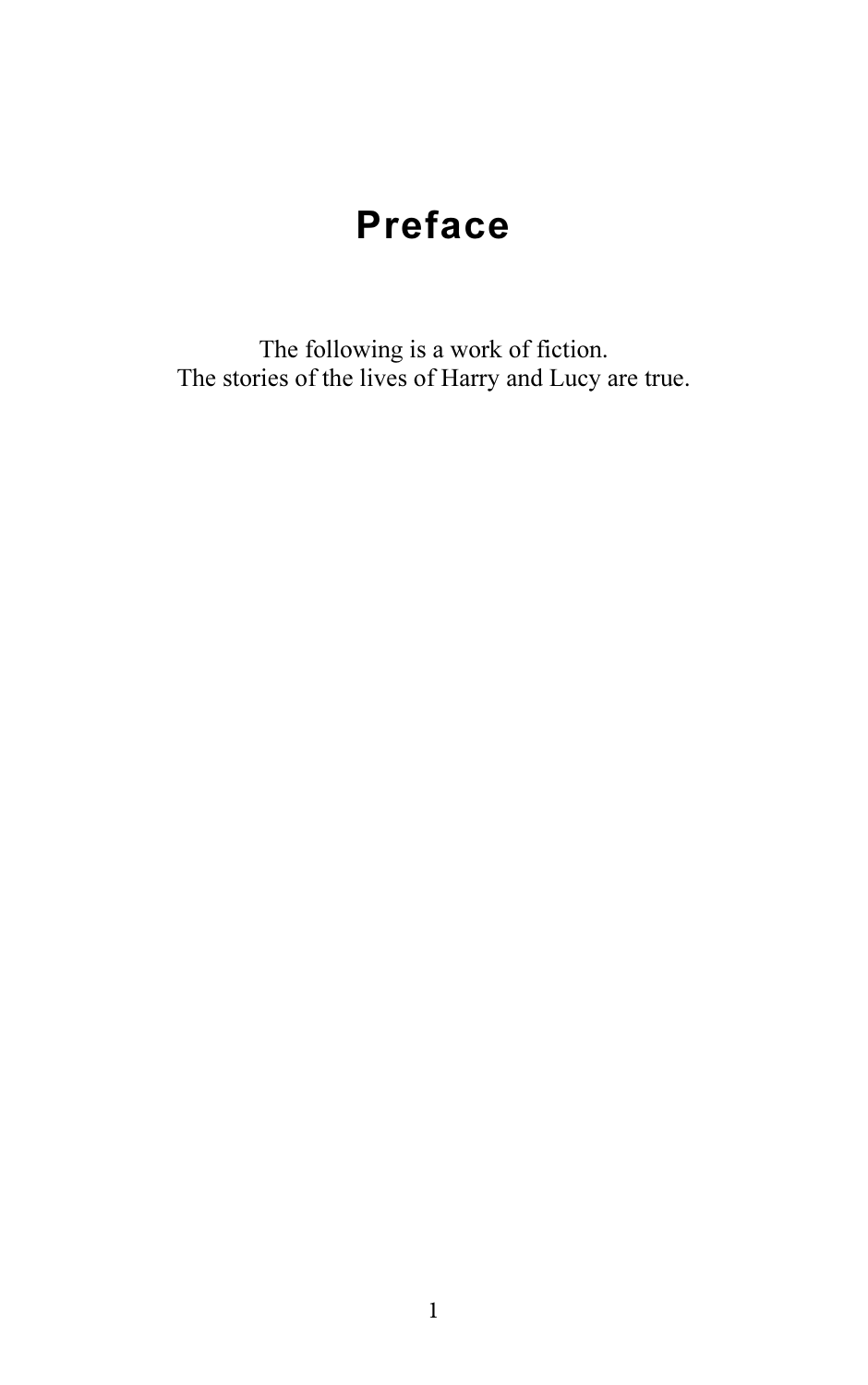# Preface

The following is a work of fiction.
The stories of the lives of Harry and Lucy are true.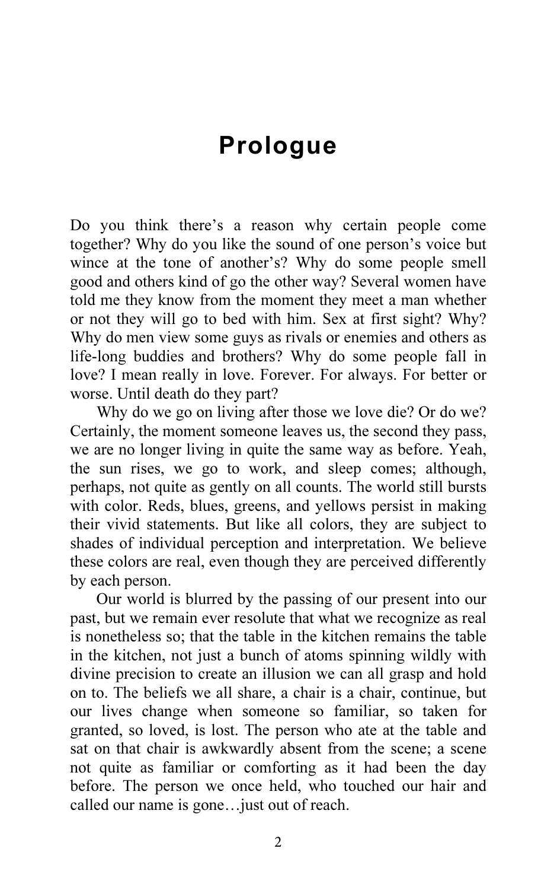# Prologue

Do you think there's a reason why certain people come together? Why do you like the sound of one person's voice but wince at the tone of another's? Why do some people smell good and others kind of go the other way? Several women have told me they know from the moment they meet a man whether or not they will go to bed with him. Sex at first sight? Why? Why do men view some guys as rivals or enemies and others as life-long buddies and brothers? Why do some people fall in love? I mean really in love. Forever. For always. For better or worse. Until death do they part?

Why do we go on living after those we love die? Or do we? Certainly, the moment someone leaves us, the second they pass, we are no longer living in quite the same way as before. Yeah, the sun rises, we go to work, and sleep comes; although, perhaps, not quite as gently on all counts. The world still bursts with color. Reds, blues, greens, and yellows persist in making their vivid statements. But like all colors, they are subject to shades of individual perception and interpretation. We believe these colors are real, even though they are perceived differently by each person.

Our world is blurred by the passing of our present into our past, but we remain ever resolute that what we recognize as real is nonetheless so; that the table in the kitchen remains the table in the kitchen, not just a bunch of atoms spinning wildly with divine precision to create an illusion we can all grasp and hold on to. The beliefs we all share, a chair is a chair, continue, but our lives change when someone so familiar, so taken for granted, so loved, is lost. The person who ate at the table and sat on that chair is awkwardly absent from the scene; a scene not quite as familiar or comforting as it had been the day before. The person we once held, who touched our hair and called our name is gone…just out of reach.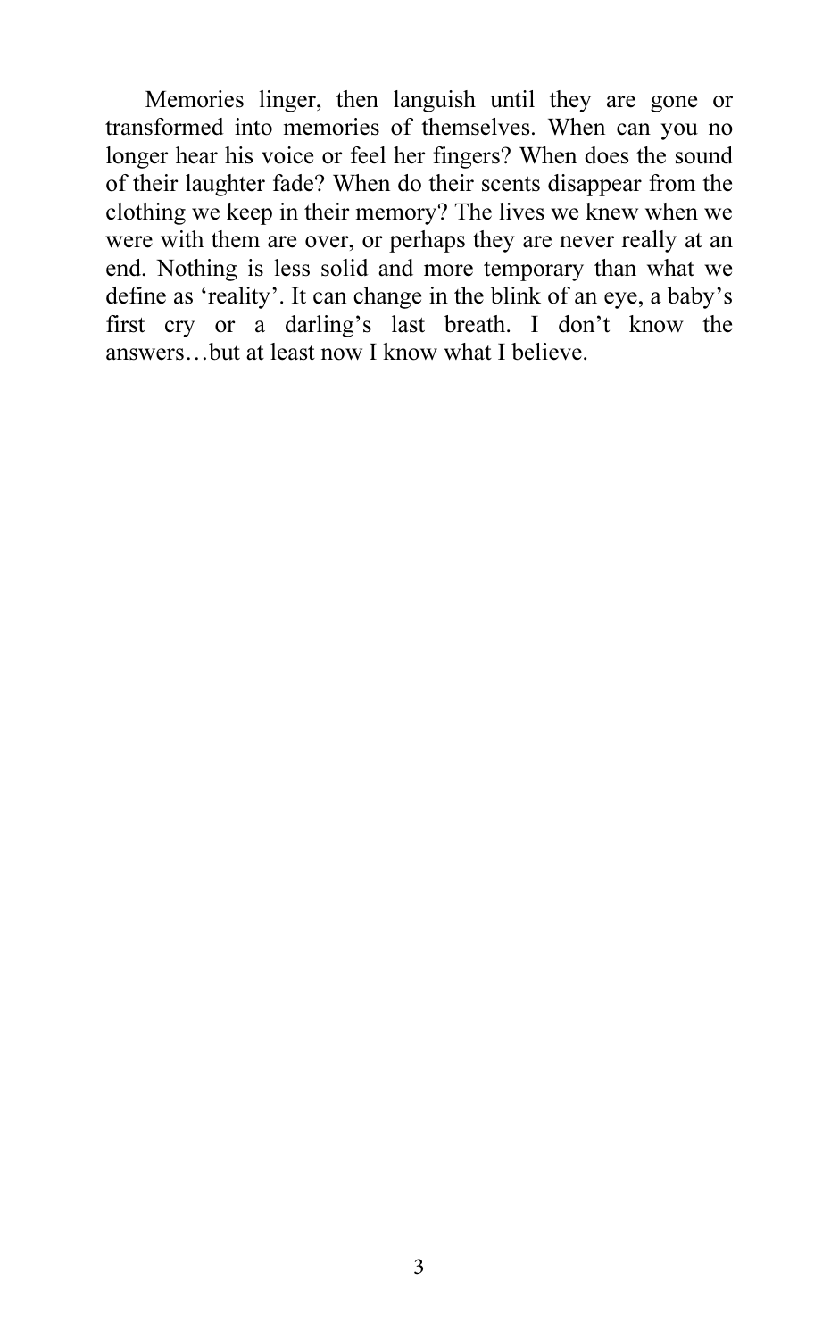Memories linger, then languish until they are gone or transformed into memories of themselves. When can you no longer hear his voice or feel her fingers? When does the sound of their laughter fade? When do their scents disappear from the clothing we keep in their memory? The lives we knew when we were with them are over, or perhaps they are never really at an end. Nothing is less solid and more temporary than what we define as 'reality'. It can change in the blink of an eye, a baby's first cry or a darling's last breath. I don't know the answers…but at least now I know what I believe.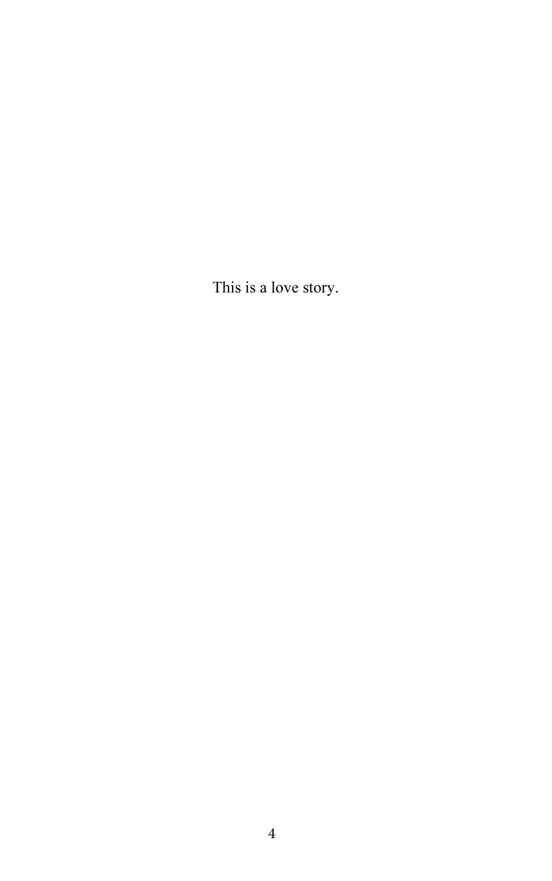This is a love story.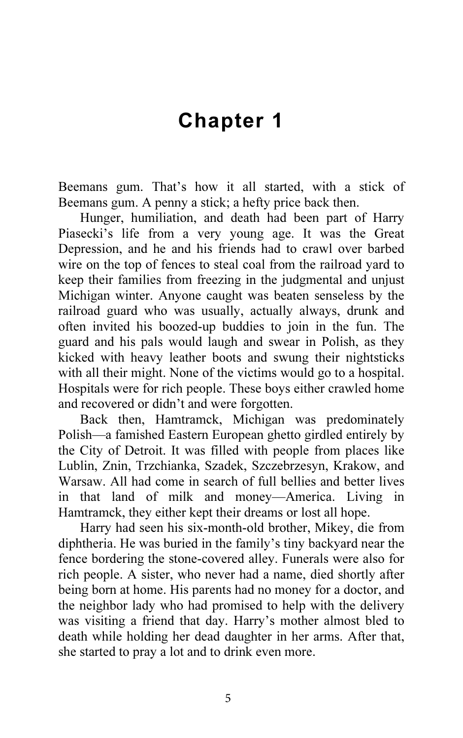# Chapter 1

Beemans gum. That's how it all started, with a stick of Beemans gum. A penny a stick; a hefty price back then.

Hunger, humiliation, and death had been part of Harry Piasecki's life from a very young age. It was the Great Depression, and he and his friends had to crawl over barbed wire on the top of fences to steal coal from the railroad yard to keep their families from freezing in the judgmental and unjust Michigan winter. Anyone caught was beaten senseless by the railroad guard who was usually, actually always, drunk and often invited his boozed-up buddies to join in the fun. The guard and his pals would laugh and swear in Polish, as they kicked with heavy leather boots and swung their nightsticks with all their might. None of the victims would go to a hospital. Hospitals were for rich people. These boys either crawled home and recovered or didn't and were forgotten.

Back then, Hamtramck, Michigan was predominately Polish—a famished Eastern European ghetto girdled entirely by the City of Detroit. It was filled with people from places like Lublin, Znin, Trzchianka, Szadek, Szczebrzesyn, Krakow, and Warsaw. All had come in search of full bellies and better lives in that land of milk and money—America. Living in Hamtramck, they either kept their dreams or lost all hope.

Harry had seen his six-month-old brother, Mikey, die from diphtheria. He was buried in the family's tiny backyard near the fence bordering the stone-covered alley. Funerals were also for rich people. A sister, who never had a name, died shortly after being born at home. His parents had no money for a doctor, and the neighbor lady who had promised to help with the delivery was visiting a friend that day. Harry's mother almost bled to death while holding her dead daughter in her arms. After that, she started to pray a lot and to drink even more.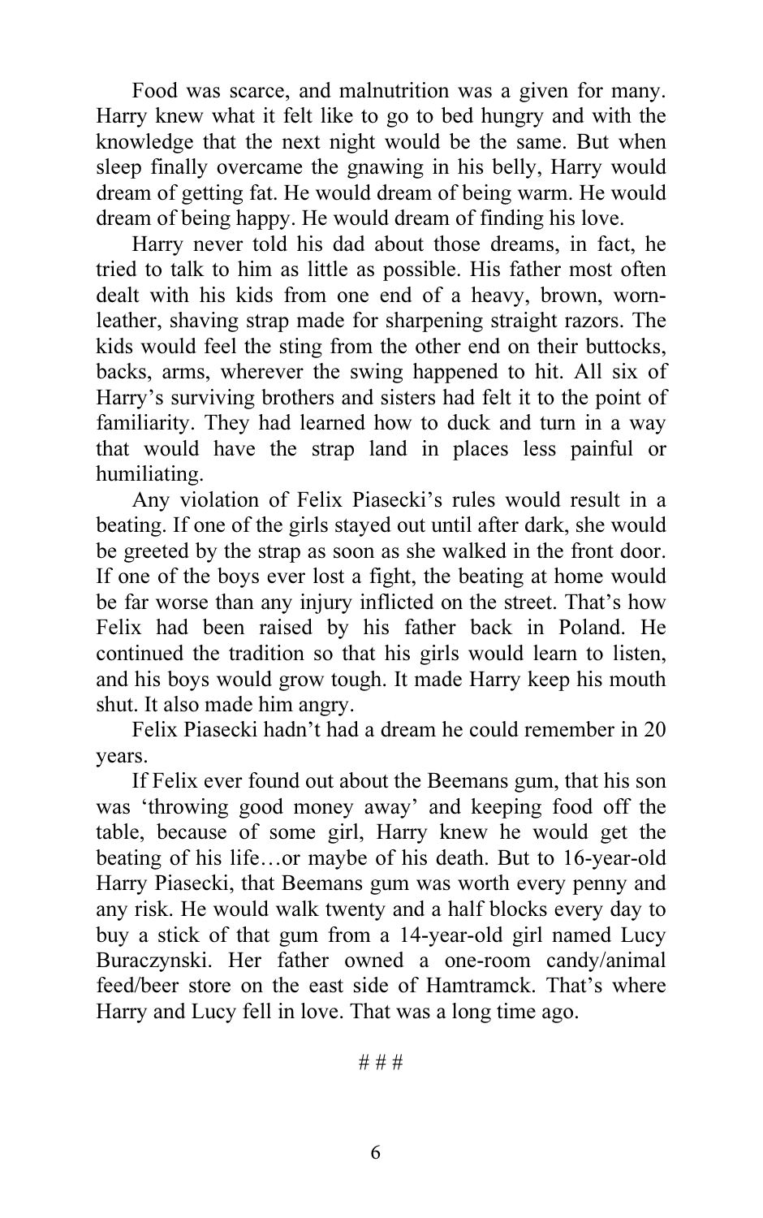Food was scarce, and malnutrition was a given for many. Harry knew what it felt like to go to bed hungry and with the knowledge that the next night would be the same. But when sleep finally overcame the gnawing in his belly, Harry would dream of getting fat. He would dream of being warm. He would dream of being happy. He would dream of finding his love.

Harry never told his dad about those dreams, in fact, he tried to talk to him as little as possible. His father most often dealt with his kids from one end of a heavy, brown, worn-leather, shaving strap made for sharpening straight razors. The kids would feel the sting from the other end on their buttocks, backs, arms, wherever the swing happened to hit. All six of Harry's surviving brothers and sisters had felt it to the point of familiarity. They had learned how to duck and turn in a way that would have the strap land in places less painful or humiliating.

Any violation of Felix Piasecki's rules would result in a beating. If one of the girls stayed out until after dark, she would be greeted by the strap as soon as she walked in the front door. If one of the boys ever lost a fight, the beating at home would be far worse than any injury inflicted on the street. That's how Felix had been raised by his father back in Poland. He continued the tradition so that his girls would learn to listen, and his boys would grow tough. It made Harry keep his mouth shut. It also made him angry.

Felix Piasecki hadn't had a dream he could remember in 20 years.

If Felix ever found out about the Beemans gum, that his son was 'throwing good money away' and keeping food off the table, because of some girl, Harry knew he would get the beating of his life…or maybe of his death. But to 16-year-old Harry Piasecki, that Beemans gum was worth every penny and any risk. He would walk twenty and a half blocks every day to buy a stick of that gum from a 14-year-old girl named Lucy Buraczynski. Her father owned a one-room candy/animal feed/beer store on the east side of Hamtramck. That's where Harry and Lucy fell in love. That was a long time ago.

# # #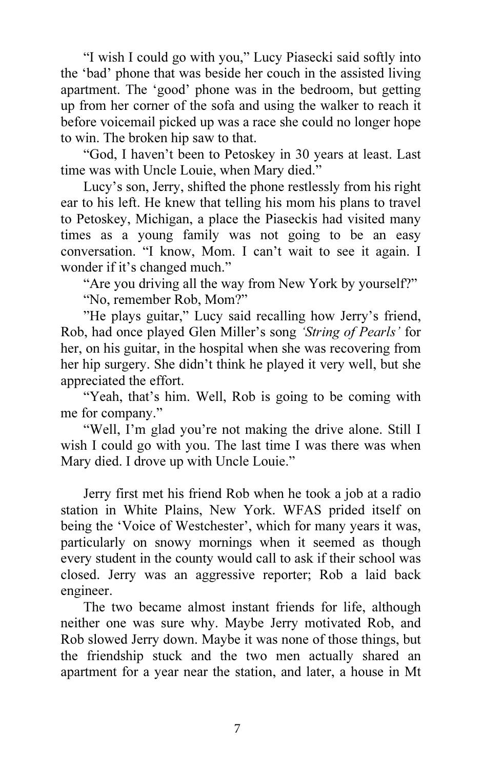"I wish I could go with you," Lucy Piasecki said softly into the 'bad' phone that was beside her couch in the assisted living apartment. The 'good' phone was in the bedroom, but getting up from her corner of the sofa and using the walker to reach it before voicemail picked up was a race she could no longer hope to win. The broken hip saw to that.

"God, I haven't been to Petoskey in 30 years at least. Last time was with Uncle Louie, when Mary died."

Lucy's son, Jerry, shifted the phone restlessly from his right ear to his left. He knew that telling his mom his plans to travel to Petoskey, Michigan, a place the Piaseckis had visited many times as a young family was not going to be an easy conversation. "I know, Mom. I can't wait to see it again. I wonder if it's changed much."

"Are you driving all the way from New York by yourself?"

"No, remember Rob, Mom?"

"He plays guitar," Lucy said recalling how Jerry's friend, Rob, had once played Glen Miller's song *'String of Pearls'* for her, on his guitar, in the hospital when she was recovering from her hip surgery. She didn't think he played it very well, but she appreciated the effort.

"Yeah, that's him. Well, Rob is going to be coming with me for company."

"Well, I'm glad you're not making the drive alone. Still I wish I could go with you. The last time I was there was when Mary died. I drove up with Uncle Louie."

Jerry first met his friend Rob when he took a job at a radio station in White Plains, New York. WFAS prided itself on being the 'Voice of Westchester', which for many years it was, particularly on snowy mornings when it seemed as though every student in the county would call to ask if their school was closed. Jerry was an aggressive reporter; Rob a laid back engineer.

The two became almost instant friends for life, although neither one was sure why. Maybe Jerry motivated Rob, and Rob slowed Jerry down. Maybe it was none of those things, but the friendship stuck and the two men actually shared an apartment for a year near the station, and later, a house in Mt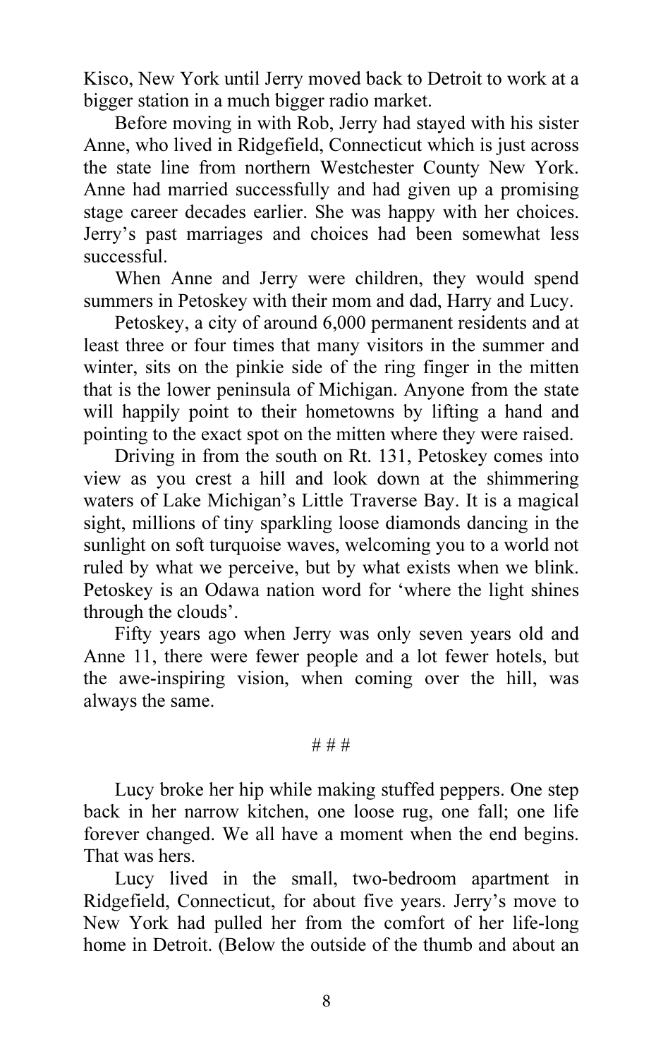Kisco, New York until Jerry moved back to Detroit to work at a bigger station in a much bigger radio market.

Before moving in with Rob, Jerry had stayed with his sister Anne, who lived in Ridgefield, Connecticut which is just across the state line from northern Westchester County New York. Anne had married successfully and had given up a promising stage career decades earlier. She was happy with her choices. Jerry's past marriages and choices had been somewhat less successful.

When Anne and Jerry were children, they would spend summers in Petoskey with their mom and dad, Harry and Lucy.

Petoskey, a city of around 6,000 permanent residents and at least three or four times that many visitors in the summer and winter, sits on the pinkie side of the ring finger in the mitten that is the lower peninsula of Michigan. Anyone from the state will happily point to their hometowns by lifting a hand and pointing to the exact spot on the mitten where they were raised.

Driving in from the south on Rt. 131, Petoskey comes into view as you crest a hill and look down at the shimmering waters of Lake Michigan's Little Traverse Bay. It is a magical sight, millions of tiny sparkling loose diamonds dancing in the sunlight on soft turquoise waves, welcoming you to a world not ruled by what we perceive, but by what exists when we blink. Petoskey is an Odawa nation word for 'where the light shines through the clouds'.

Fifty years ago when Jerry was only seven years old and Anne 11, there were fewer people and a lot fewer hotels, but the awe-inspiring vision, when coming over the hill, was always the same.

# # #

Lucy broke her hip while making stuffed peppers. One step back in her narrow kitchen, one loose rug, one fall; one life forever changed. We all have a moment when the end begins. That was hers.

Lucy lived in the small, two-bedroom apartment in Ridgefield, Connecticut, for about five years. Jerry's move to New York had pulled her from the comfort of her life-long home in Detroit. (Below the outside of the thumb and about an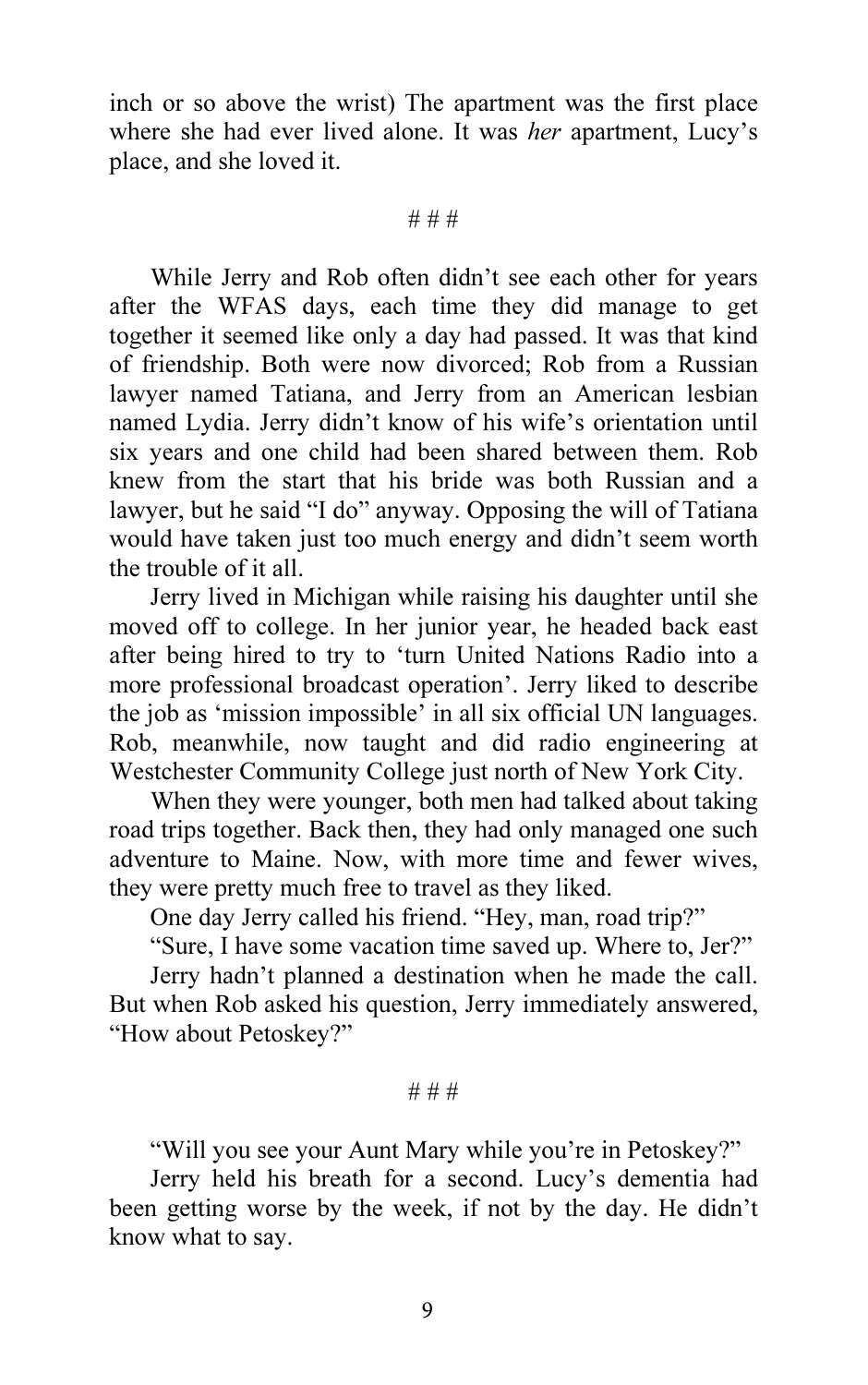inch or so above the wrist) The apartment was the first place where she had ever lived alone. It was *her* apartment, Lucy's place, and she loved it.

# # #

While Jerry and Rob often didn't see each other for years after the WFAS days, each time they did manage to get together it seemed like only a day had passed. It was that kind of friendship. Both were now divorced; Rob from a Russian lawyer named Tatiana, and Jerry from an American lesbian named Lydia. Jerry didn't know of his wife's orientation until six years and one child had been shared between them. Rob knew from the start that his bride was both Russian and a lawyer, but he said "I do" anyway. Opposing the will of Tatiana would have taken just too much energy and didn't seem worth the trouble of it all.

Jerry lived in Michigan while raising his daughter until she moved off to college. In her junior year, he headed back east after being hired to try to 'turn United Nations Radio into a more professional broadcast operation'. Jerry liked to describe the job as 'mission impossible' in all six official UN languages. Rob, meanwhile, now taught and did radio engineering at Westchester Community College just north of New York City.

When they were younger, both men had talked about taking road trips together. Back then, they had only managed one such adventure to Maine. Now, with more time and fewer wives, they were pretty much free to travel as they liked.

One day Jerry called his friend. "Hey, man, road trip?"

"Sure, I have some vacation time saved up. Where to, Jer?"

Jerry hadn't planned a destination when he made the call. But when Rob asked his question, Jerry immediately answered, "How about Petoskey?"

# # #

"Will you see your Aunt Mary while you're in Petoskey?"

Jerry held his breath for a second. Lucy's dementia had been getting worse by the week, if not by the day. He didn't know what to say.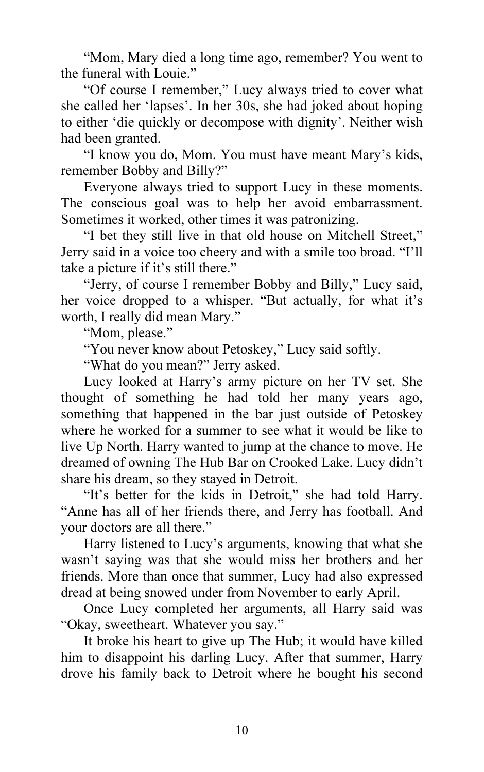"Mom, Mary died a long time ago, remember? You went to the funeral with Louie."

"Of course I remember," Lucy always tried to cover what she called her 'lapses'. In her 30s, she had joked about hoping to either 'die quickly or decompose with dignity'. Neither wish had been granted.

"I know you do, Mom. You must have meant Mary's kids, remember Bobby and Billy?"

Everyone always tried to support Lucy in these moments. The conscious goal was to help her avoid embarrassment. Sometimes it worked, other times it was patronizing.

"I bet they still live in that old house on Mitchell Street," Jerry said in a voice too cheery and with a smile too broad. "I'll take a picture if it's still there."

"Jerry, of course I remember Bobby and Billy," Lucy said, her voice dropped to a whisper. "But actually, for what it's worth, I really did mean Mary."

"Mom, please."

"You never know about Petoskey," Lucy said softly.

"What do you mean?" Jerry asked.

Lucy looked at Harry's army picture on her TV set. She thought of something he had told her many years ago, something that happened in the bar just outside of Petoskey where he worked for a summer to see what it would be like to live Up North. Harry wanted to jump at the chance to move. He dreamed of owning The Hub Bar on Crooked Lake. Lucy didn't share his dream, so they stayed in Detroit.

"It's better for the kids in Detroit," she had told Harry. "Anne has all of her friends there, and Jerry has football. And your doctors are all there."

Harry listened to Lucy's arguments, knowing that what she wasn't saying was that she would miss her brothers and her friends. More than once that summer, Lucy had also expressed dread at being snowed under from November to early April.

Once Lucy completed her arguments, all Harry said was "Okay, sweetheart. Whatever you say."

It broke his heart to give up The Hub; it would have killed him to disappoint his darling Lucy. After that summer, Harry drove his family back to Detroit where he bought his second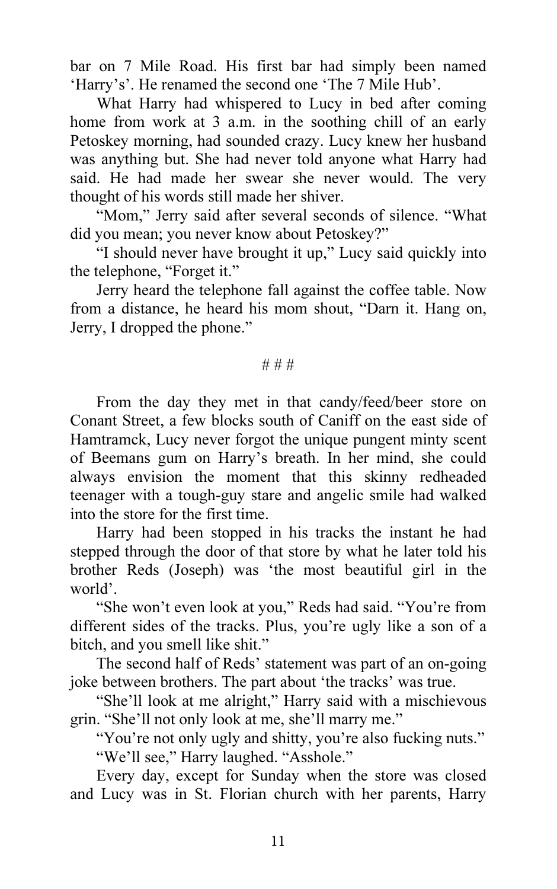bar on 7 Mile Road. His first bar had simply been named 'Harry's'. He renamed the second one 'The 7 Mile Hub'.

What Harry had whispered to Lucy in bed after coming home from work at 3 a.m. in the soothing chill of an early Petoskey morning, had sounded crazy. Lucy knew her husband was anything but. She had never told anyone what Harry had said. He had made her swear she never would. The very thought of his words still made her shiver.

"Mom," Jerry said after several seconds of silence. "What did you mean; you never know about Petoskey?"

"I should never have brought it up," Lucy said quickly into the telephone, "Forget it."

Jerry heard the telephone fall against the coffee table. Now from a distance, he heard his mom shout, "Darn it. Hang on, Jerry, I dropped the phone."

# # #

From the day they met in that candy/feed/beer store on Conant Street, a few blocks south of Caniff on the east side of Hamtramck, Lucy never forgot the unique pungent minty scent of Beemans gum on Harry's breath. In her mind, she could always envision the moment that this skinny redheaded teenager with a tough-guy stare and angelic smile had walked into the store for the first time.

Harry had been stopped in his tracks the instant he had stepped through the door of that store by what he later told his brother Reds (Joseph) was 'the most beautiful girl in the world'.

"She won't even look at you," Reds had said. "You're from different sides of the tracks. Plus, you're ugly like a son of a bitch, and you smell like shit."

The second half of Reds' statement was part of an on-going joke between brothers. The part about 'the tracks' was true.

"She'll look at me alright," Harry said with a mischievous grin. "She'll not only look at me, she'll marry me."

"You're not only ugly and shitty, you're also fucking nuts."

"We'll see," Harry laughed. "Asshole."

Every day, except for Sunday when the store was closed and Lucy was in St. Florian church with her parents, Harry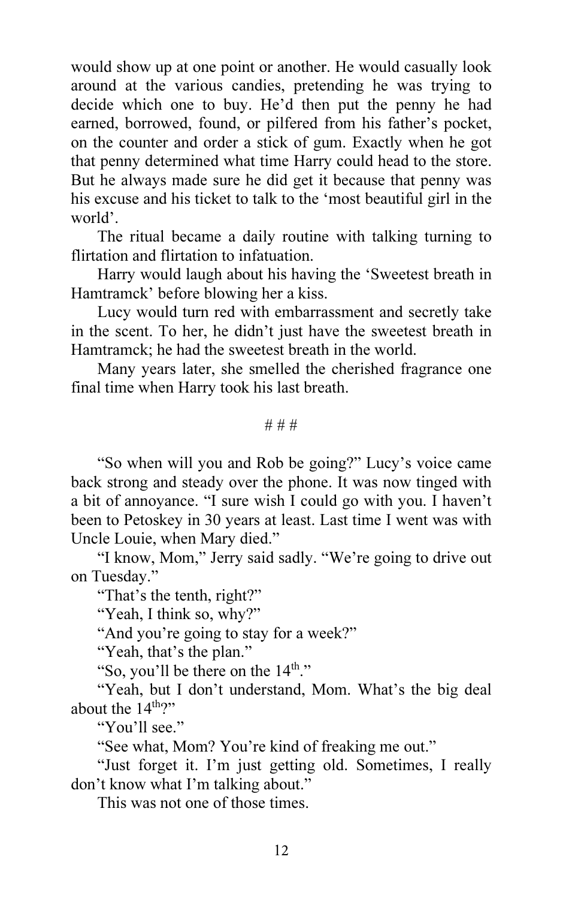would show up at one point or another. He would casually look around at the various candies, pretending he was trying to decide which one to buy. He'd then put the penny he had earned, borrowed, found, or pilfered from his father's pocket, on the counter and order a stick of gum. Exactly when he got that penny determined what time Harry could head to the store. But he always made sure he did get it because that penny was his excuse and his ticket to talk to the 'most beautiful girl in the world'.

The ritual became a daily routine with talking turning to flirtation and flirtation to infatuation.

Harry would laugh about his having the 'Sweetest breath in Hamtramck' before blowing her a kiss.

Lucy would turn red with embarrassment and secretly take in the scent. To her, he didn't just have the sweetest breath in Hamtramck; he had the sweetest breath in the world.

Many years later, she smelled the cherished fragrance one final time when Harry took his last breath.

# # #

"So when will you and Rob be going?" Lucy's voice came back strong and steady over the phone. It was now tinged with a bit of annoyance. "I sure wish I could go with you. I haven't been to Petoskey in 30 years at least. Last time I went was with Uncle Louie, when Mary died."

"I know, Mom," Jerry said sadly. "We're going to drive out on Tuesday."

"That's the tenth, right?"

"Yeah, I think so, why?"

"And you're going to stay for a week?"

"Yeah, that's the plan."

"So, you'll be there on the 14th."

"Yeah, but I don't understand, Mom. What's the big deal about the 14th?"

"You'll see."

"See what, Mom? You're kind of freaking me out."

"Just forget it. I'm just getting old. Sometimes, I really don't know what I'm talking about."

This was not one of those times.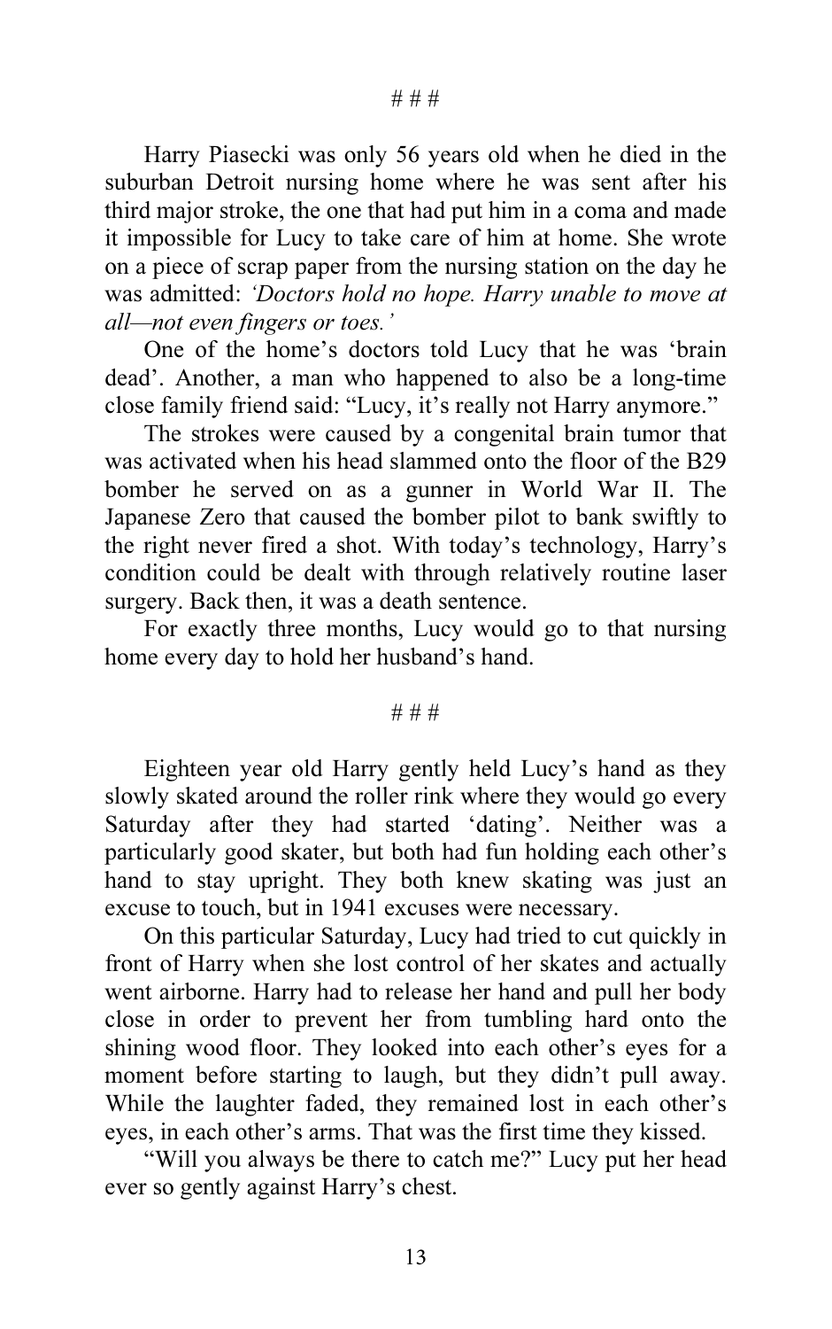// # # #

Harry Piasecki was only 56 years old when he died in the suburban Detroit nursing home where he was sent after his third major stroke, the one that had put him in a coma and made it impossible for Lucy to take care of him at home. She wrote on a piece of scrap paper from the nursing station on the day he was admitted: *'Doctors hold no hope. Harry unable to move at all—not even fingers or toes.'*

One of the home's doctors told Lucy that he was 'brain dead'. Another, a man who happened to also be a long-time close family friend said: "Lucy, it's really not Harry anymore."

The strokes were caused by a congenital brain tumor that was activated when his head slammed onto the floor of the B29 bomber he served on as a gunner in World War II. The Japanese Zero that caused the bomber pilot to bank swiftly to the right never fired a shot. With today's technology, Harry's condition could be dealt with through relatively routine laser surgery. Back then, it was a death sentence.

For exactly three months, Lucy would go to that nursing home every day to hold her husband's hand.

# # #

Eighteen year old Harry gently held Lucy's hand as they slowly skated around the roller rink where they would go every Saturday after they had started 'dating'. Neither was a particularly good skater, but both had fun holding each other's hand to stay upright. They both knew skating was just an excuse to touch, but in 1941 excuses were necessary.

On this particular Saturday, Lucy had tried to cut quickly in front of Harry when she lost control of her skates and actually went airborne. Harry had to release her hand and pull her body close in order to prevent her from tumbling hard onto the shining wood floor. They looked into each other's eyes for a moment before starting to laugh, but they didn't pull away. While the laughter faded, they remained lost in each other's eyes, in each other's arms. That was the first time they kissed.

"Will you always be there to catch me?" Lucy put her head ever so gently against Harry's chest.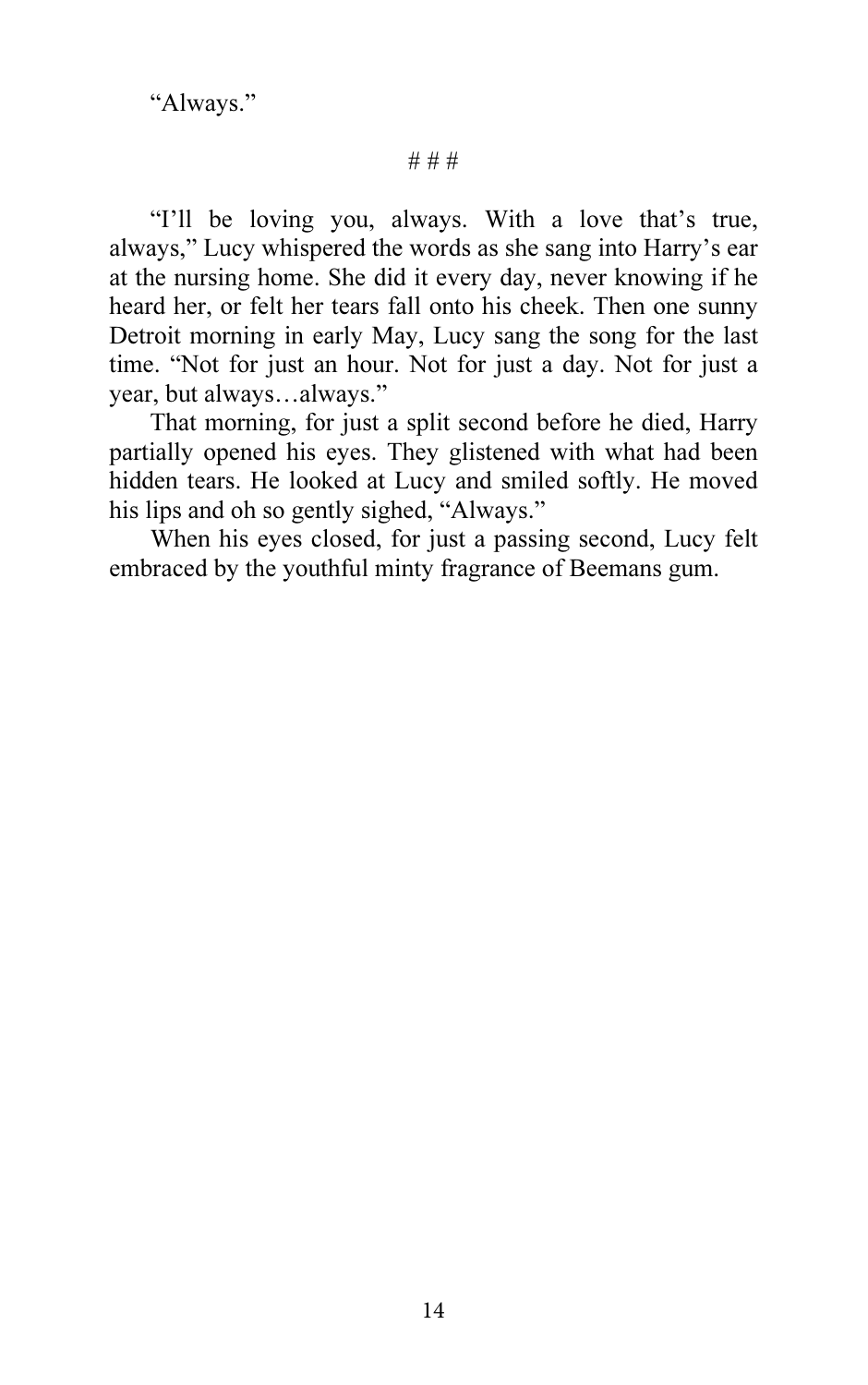"Always."

# # #

"I'll be loving you, always. With a love that's true, always," Lucy whispered the words as she sang into Harry's ear at the nursing home. She did it every day, never knowing if he heard her, or felt her tears fall onto his cheek. Then one sunny Detroit morning in early May, Lucy sang the song for the last time. "Not for just an hour. Not for just a day. Not for just a year, but always…always."

That morning, for just a split second before he died, Harry partially opened his eyes. They glistened with what had been hidden tears. He looked at Lucy and smiled softly. He moved his lips and oh so gently sighed, "Always."

When his eyes closed, for just a passing second, Lucy felt embraced by the youthful minty fragrance of Beemans gum.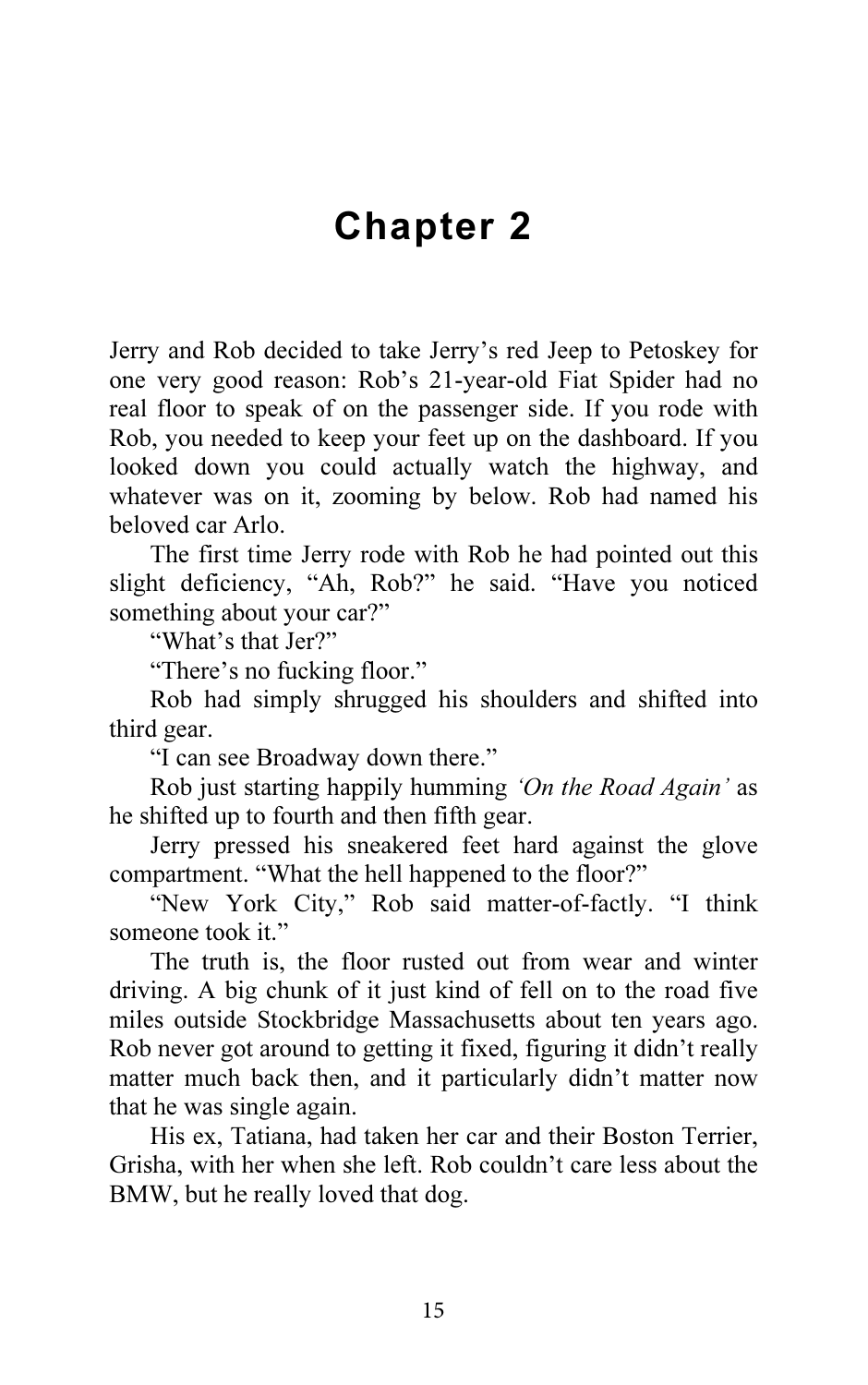# Chapter 2

Jerry and Rob decided to take Jerry's red Jeep to Petoskey for one very good reason: Rob's 21-year-old Fiat Spider had no real floor to speak of on the passenger side. If you rode with Rob, you needed to keep your feet up on the dashboard. If you looked down you could actually watch the highway, and whatever was on it, zooming by below. Rob had named his beloved car Arlo.

The first time Jerry rode with Rob he had pointed out this slight deficiency, "Ah, Rob?" he said. "Have you noticed something about your car?"

"What's that Jer?"

"There's no fucking floor."

Rob had simply shrugged his shoulders and shifted into third gear.

"I can see Broadway down there."

Rob just starting happily humming *'On the Road Again'* as he shifted up to fourth and then fifth gear.

Jerry pressed his sneakered feet hard against the glove compartment. "What the hell happened to the floor?"

"New York City," Rob said matter-of-factly. "I think someone took it."

The truth is, the floor rusted out from wear and winter driving. A big chunk of it just kind of fell on to the road five miles outside Stockbridge Massachusetts about ten years ago. Rob never got around to getting it fixed, figuring it didn't really matter much back then, and it particularly didn't matter now that he was single again.

His ex, Tatiana, had taken her car and their Boston Terrier, Grisha, with her when she left. Rob couldn't care less about the BMW, but he really loved that dog.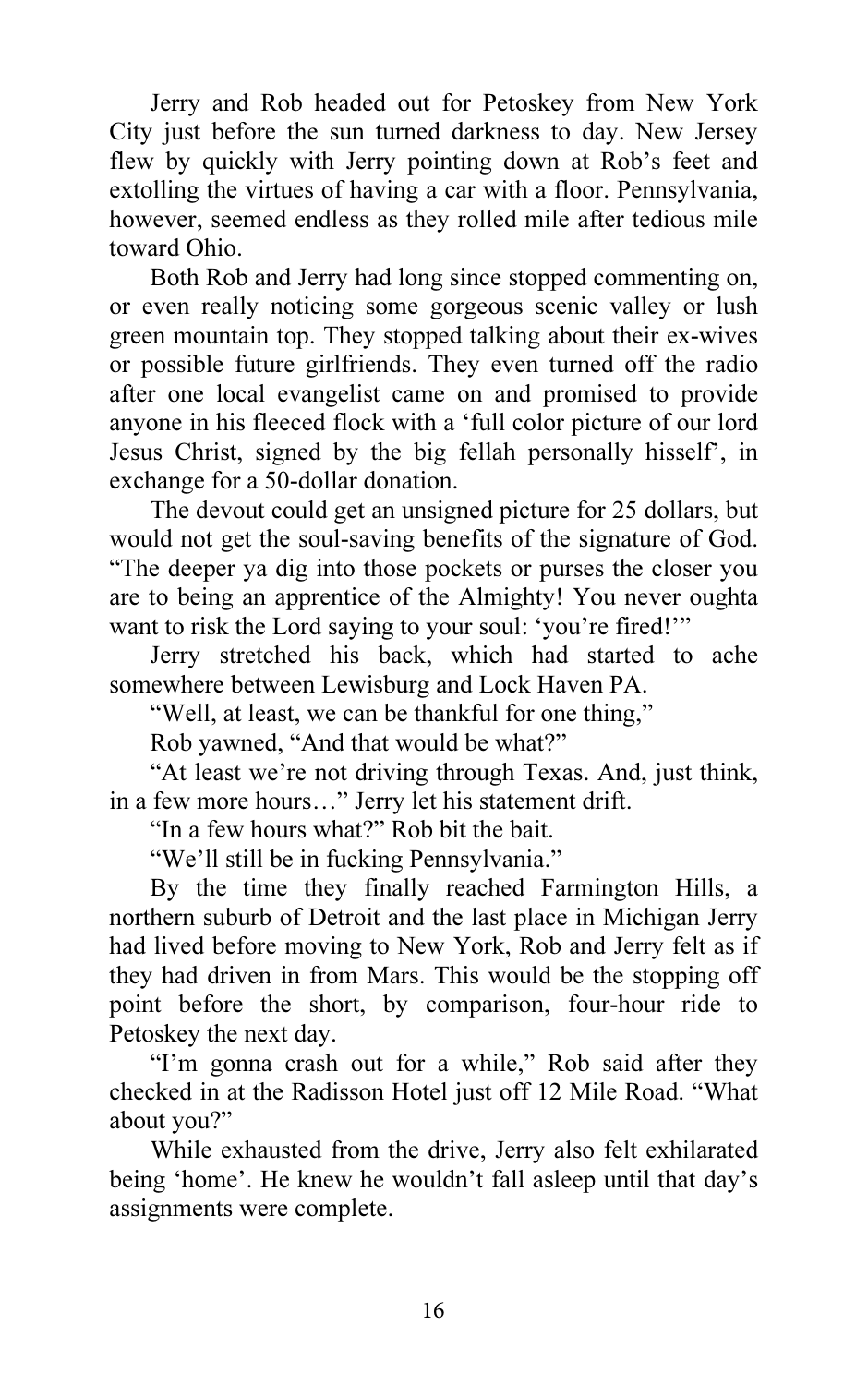Jerry and Rob headed out for Petoskey from New York City just before the sun turned darkness to day. New Jersey flew by quickly with Jerry pointing down at Rob's feet and extolling the virtues of having a car with a floor. Pennsylvania, however, seemed endless as they rolled mile after tedious mile toward Ohio.

Both Rob and Jerry had long since stopped commenting on, or even really noticing some gorgeous scenic valley or lush green mountain top. They stopped talking about their ex-wives or possible future girlfriends. They even turned off the radio after one local evangelist came on and promised to provide anyone in his fleeced flock with a 'full color picture of our lord Jesus Christ, signed by the big fellah personally hisself', in exchange for a 50-dollar donation.

The devout could get an unsigned picture for 25 dollars, but would not get the soul-saving benefits of the signature of God. "The deeper ya dig into those pockets or purses the closer you are to being an apprentice of the Almighty! You never oughta want to risk the Lord saying to your soul: 'you're fired!'"

Jerry stretched his back, which had started to ache somewhere between Lewisburg and Lock Haven PA.

"Well, at least, we can be thankful for one thing,"

Rob yawned, "And that would be what?"

"At least we're not driving through Texas. And, just think, in a few more hours…" Jerry let his statement drift.

"In a few hours what?" Rob bit the bait.

"We'll still be in fucking Pennsylvania."

By the time they finally reached Farmington Hills, a northern suburb of Detroit and the last place in Michigan Jerry had lived before moving to New York, Rob and Jerry felt as if they had driven in from Mars. This would be the stopping off point before the short, by comparison, four-hour ride to Petoskey the next day.

"I'm gonna crash out for a while," Rob said after they checked in at the Radisson Hotel just off 12 Mile Road. "What about you?"

While exhausted from the drive, Jerry also felt exhilarated being 'home'. He knew he wouldn't fall asleep until that day's assignments were complete.